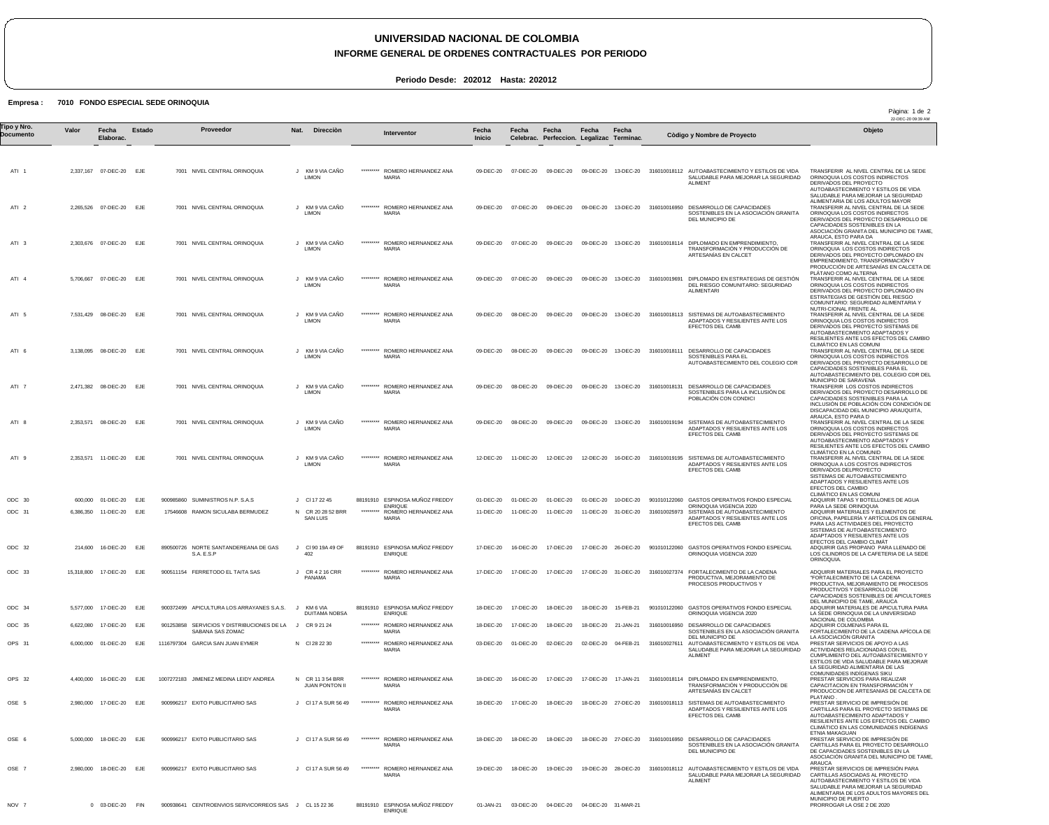# UNIVERSIDAD NACIONAL DE COLOMBIA

## INFORME GENERAL DE ORDENES CONTRACTUALES POR PERIODO

**Periodo Desde: 202012 Hasta: 202012**

**Empresa : 7010 FONDO ESPECIAL SEDE ORINOQUIA**

22-DEC-20 09:39 AM

| Tipo y Nro. Documento | Valor | Fecha Elaborac. | Estado | Proveedor | Nat. | Dirección | Interventor | Fecha Inicio | Fecha Celebrac. | Fecha Perfeccion. | Fecha Legalizac | Fecha Terminac. | Còdigo y Nombre de Proyecto | Objeto |
|---|---|---|---|---|---|---|---|---|---|---|---|---|---|---|
| ATI 1 | 2,337,167 | 07-DEC-20 | EJE | 7001 NIVEL CENTRAL ORINOQUIA | J | KM 9 VIA CAÑO LIMON | ********* ROMERO HERNANDEZ ANA MARIA | 09-DEC-20 | 07-DEC-20 | 09-DEC-20 | 09-DEC-20 | 13-DEC-20 | 316010018112 AUTOABASTECIMIENTO Y ESTILOS DE VIDA SALUDABLE PARA MEJORAR LA SEGURIDAD ALIMENT | TRANSFERIR AL NIVEL CENTRAL DE LA SEDE ORINOQUIA LOS COSTOS INDIRECTOS DERIVADOS DEL PROYECTO AUTOABASTECIMIENTO Y ESTILOS DE VIDA SALUDABLE PARA MEJORAR LA SEGURIDAD ALIMENTARIA DE LOS ADULTOS MAYOR |
| ATI 2 | 2,265,526 | 07-DEC-20 | EJE | 7001 NIVEL CENTRAL ORINOQUIA | J | KM 9 VIA CAÑO LIMON | ********* ROMERO HERNANDEZ ANA MARIA | 09-DEC-20 | 07-DEC-20 | 09-DEC-20 | 09-DEC-20 | 13-DEC-20 | 316010016950 DESARROLLO DE CAPACIDADES SOSTENIBLES EN LA ASOCIACIÓN GRANITA DEL MUNICIPIO DE | TRANSFERIR AL NIVEL CENTRAL DE LA SEDE ORINOQUIA LOS COSTOS INDIRECTOS DERIVADOS DEL PROYECTO DESARROLLO DE CAPACIDADES SOSTENIBLES EN LA ASOCIACIÓN GRANITA DEL MUNICIPIO DE TAME, ARAUCA, ESTO PARA DA |
| ATI 3 | 2,303,676 | 07-DEC-20 | EJE | 7001 NIVEL CENTRAL ORINOQUIA | J | KM 9 VIA CAÑO LIMON | ********* ROMERO HERNANDEZ ANA MARIA | 09-DEC-20 | 07-DEC-20 | 09-DEC-20 | 09-DEC-20 | 13-DEC-20 | 316010018114 DIPLOMADO EN EMPRENDIMIENTO, TRANSFORMACIÓN Y PRODUCCIÓN DE ARTESANÍAS EN CALCET | TRANSFERIR AL NIVEL CENTRAL DE LA SEDE ORINOQUIA LOS COSTOS INDIRECTOS DERIVADOS DEL PROYECTO DIPLOMADO EN EMPRENDIMIENTO, TRANSFORMACIÓN Y PRODUCCIÓN DE ARTESANÍAS EN CALCETA DE PLÁTANO COMO ALTERNA |
| ATI 4 | 5,706,667 | 07-DEC-20 | EJE | 7001 NIVEL CENTRAL ORINOQUIA | J | KM 9 VIA CAÑO LIMON | ********* ROMERO HERNANDEZ ANA MARIA | 09-DEC-20 | 07-DEC-20 | 09-DEC-20 | 09-DEC-20 | 13-DEC-20 | 316010019691 DIPLOMADO EN ESTRATEGIAS DE GESTIÓN DEL RIESGO COMUNITARIO: SEGURIDAD ALIMENTARI | TRANSFERIR AL NIVEL CENTRAL DE LA SEDE ORINOQUIA LOS COSTOS INDIRECTOS DERIVADOS DEL PROYECTO DIPLOMADO EN ESTRATEGIAS DE GESTIÓN DEL RIESGO COMUNITARIO: SEGURIDAD ALIMENTARIA Y NUTRI-CIONAL FRENTE AL |
| ATI 5 | 7,531,429 | 08-DEC-20 | EJE | 7001 NIVEL CENTRAL ORINOQUIA | J | KM 9 VIA CAÑO LIMON | ********* ROMERO HERNANDEZ ANA MARIA | 09-DEC-20 | 08-DEC-20 | 09-DEC-20 | 09-DEC-20 | 13-DEC-20 | 316010018113 SISTEMAS DE AUTOABASTECIMIENTO ADAPTADOS Y RESILIENTES ANTE LOS EFECTOS DEL CAMB | TRANSFERIR AL NIVEL CENTRAL DE LA SEDE ORINOQUIA LOS COSTOS INDIRECTOS DERIVADOS DEL PROYECTO SISTEMAS DE AUTOABASTECIMIENTO ADAPTADOS Y RESILIENTES ANTE LOS EFECTOS DEL CAMBIO CLIMÁTICO EN LAS COMUNI |
| ATI 6 | 3,138,095 | 08-DEC-20 | EJE | 7001 NIVEL CENTRAL ORINOQUIA | J | KM 9 VIA CAÑO LIMON | ********* ROMERO HERNANDEZ ANA MARIA | 09-DEC-20 | 08-DEC-20 | 09-DEC-20 | 09-DEC-20 | 13-DEC-20 | 316010018111 DESARROLLO DE CAPACIDADES SOSTENIBLES PARA EL AUTOABASTECIMIENTO DEL COLEGIO CDR | TRANSFERIR AL NIVEL CENTRAL DE LA SEDE ORINOQUIA LOS COSTOS INDIRECTOS DERIVADOS DEL PROYECTO DESARROLLO DE CAPACIDADES SOSTENIBLES PARA EL AUTOABASTECIMIENTO DEL COLEGIO CDR DEL MUNICIPIO DE SARAVENA |
| ATI 7 | 2,471,382 | 08-DEC-20 | EJE | 7001 NIVEL CENTRAL ORINOQUIA | J | KM 9 VIA CAÑO LIMON | ********* ROMERO HERNANDEZ ANA MARIA | 09-DEC-20 | 08-DEC-20 | 09-DEC-20 | 09-DEC-20 | 13-DEC-20 | 316010018131 DESARROLLO DE CAPACIDADES SOSTENIBLES PARA LA INCLUSIÓN DE POBLACIÓN CON CONDICI | TRANSFERIR LOS COSTOS INDIRECTOS DERIVADOS DEL PROYECTO DESARROLLO DE CAPACIDADES SOSTENIBLES PARA LA INCLUSIÓN DE POBLACIÓN CON CONDICIÓN DE DISCAPACIDAD DEL MUNICIPIO ARAUQUITA, ARAUCA, ESTO PARA D |
| ATI 8 | 2,353,571 | 08-DEC-20 | EJE | 7001 NIVEL CENTRAL ORINOQUIA | J | KM 9 VIA CAÑO LIMON | ********* ROMERO HERNANDEZ ANA MARIA | 09-DEC-20 | 08-DEC-20 | 09-DEC-20 | 09-DEC-20 | 13-DEC-20 | 316010019194 SISTEMAS DE AUTOABASTECIMIENTO ADAPTADOS Y RESILIENTES ANTE LOS EFECTOS DEL CAMB | TRANSFERIR AL NIVEL CENTRAL DE LA SEDE ORINOQUIA LOS COSTOS INDIRECTOS DERIVADOS DEL PROYECTO SISTEMAS DE AUTOABASTECIMIENTO ADAPTADOS Y RESILIENTES ANTE LOS EFECTOS DEL CAMBIO CLIMÁTICO EN LA COMUNID |
| ATI 9 | 2,353,571 | 11-DEC-20 | EJE | 7001 NIVEL CENTRAL ORINOQUIA | J | KM 9 VIA CAÑO LIMON | ********* ROMERO HERNANDEZ ANA MARIA | 12-DEC-20 | 11-DEC-20 | 12-DEC-20 | 12-DEC-20 | 16-DEC-20 | 316010019195 SISTEMAS DE AUTOABASTECIMIENTO ADAPTADOS Y RESILIENTES ANTE LOS EFECTOS DEL CAMB | TRANSFERIR AL NIVEL CENTRAL DE LA SEDE ORINOQUIA A LOS COSTOS INDIRECTOS DERIVADOS DELPROYECTO SISTEMAS DE AUTOABASTECIMIENTO ADAPTADOS Y RESILIENTES ANTE LOS EFECTOS DEL CAMBIO CLIMÁTICO EN LAS COMUNI |
| ODC 30 | 600,000 | 01-DEC-20 | EJE | 900985860 SUMINISTROS N.P. S.A.S | J | Cl 17 22 45 | 88191910 ESPINOSA MUÑOZ FREDDY ENRIQUE | 01-DEC-20 | 01-DEC-20 | 01-DEC-20 | 01-DEC-20 | 10-DEC-20 | 901010122060 GASTOS OPERATIVOS FONDO ESPECIAL ORINOQUIA VIGENCIA 2020 | ADQUIRIR TAPAS Y BOTELLONES DE AGUA PARA LA SEDE ORINOQUIA |
| ODC 31 | 6,386,350 | 11-DEC-20 | EJE | 17546608 RAMON SICULABA BERMUDEZ | N | CR 20 28 52 BRR SAN LUIS | ********* ROMERO HERNANDEZ ANA MARIA | 11-DEC-20 | 11-DEC-20 | 11-DEC-20 | 11-DEC-20 | 31-DEC-20 | 316010025973 SISTEMAS DE AUTOABASTECIMIENTO ADAPTADOS Y RESILIENTES ANTE LOS EFECTOS DEL CAMB | ADQUIRIR MATERIALES Y ELEMENTOS DE OFICINA, PAPELERÍA Y ARTICULOS EN GENERAL PARA LAS ACTIVIDADES DEL PROYECTO SISTEMAS DE AUTOABASTECIMIENTO ADAPTADOS Y RESILIENTES ANTE LOS EFECTOS DEL CAMBIO CLIMÁT |
| ODC 32 | 214,600 | 16-DEC-20 | EJE | 890500726 NORTE SANTANDEREANA DE GAS S.A. E.S.P | J | Cl 90 19A 49 OF 402 | 88191910 ESPINOSA MUÑOZ FREDDY ENRIQUE | 17-DEC-20 | 16-DEC-20 | 17-DEC-20 | 17-DEC-20 | 26-DEC-20 | 901010122060 GASTOS OPERATIVOS FONDO ESPECIAL ORINOQUIA VIGENCIA 2020 | ADQUIRIR GAS PROPANO PARA LLENADO DE LOS CILINDROS DE LA CAFETERIA DE LA SEDE ORINOQUIA. |
| ODC 33 | 15,318,800 | 17-DEC-20 | EJE | 900511154 FERRETODO EL TAITA SAS | J | CR 4 2 16 CRR PANAMA | ********* ROMERO HERNANDEZ ANA MARIA | 17-DEC-20 | 17-DEC-20 | 17-DEC-20 | 17-DEC-20 | 31-DEC-20 | 316010027374 FORTALECIMIENTO DE LA CADENA PRODUCTIVA, MEJORAMIENTO DE PROCESOS PRODUCTIVOS Y | ADQUIRIR MATERIALES PARA EL PROYECTO "FORTALECIMIENTO DE LA CADENA PRODUCTIVA, MEJORAMIENTO DE PROCESOS PRODUCTIVOS Y DESARROLLO DE CAPACIDADES SOSTENIBLES DE APICULTORES DEL MUNICIPIO DE TAME, ARAUCA |
| ODC 34 | 5,577,000 | 17-DEC-20 | EJE | 900372499 APICULTURA LOS ARRAYANES S.A.S. | J | KM 6 VIA DUITAMA NOBSA | 88191910 ESPINOSA MUÑOZ FREDDY ENRIQUE | 18-DEC-20 | 17-DEC-20 | 18-DEC-20 | 18-DEC-20 | 15-FEB-21 | 901010122060 GASTOS OPERATIVOS FONDO ESPECIAL ORINOQUIA VIGENCIA 2020 | ADQUIRIR MATERIALES DE APICULTURA PARA LA SEDE ORINOQUIA DE LA UNIVERSIDAD NACIONAL DE COLOMBIA |
| ODC 35 | 6,622,080 | 17-DEC-20 | EJE | 901253858 SERVICIOS Y DISTRIBUCIONES DE LA SABANA SAS ZOMAC | J | CR 9 21 24 | ********* ROMERO HERNANDEZ ANA MARIA | 18-DEC-20 | 17-DEC-20 | 18-DEC-20 | 18-DEC-20 | 21-JAN-21 | 316010016950 DESARROLLO DE CAPACIDADES SOSTENIBLES EN LA ASOCIACIÓN GRANITA DEL MUNICIPIO DE | ADQUIRIR COLMENAS PARA EL FORTALECIMIENTO DE LA CADENA APÍCOLA DE LA ASOCIACIÓN GRANITA |
| OPS 31 | 6,000,000 | 01-DEC-20 | EJE | 1116797304 GARCIA SAN JUAN EYMER | N | Cl 28 22 30 | ********* ROMERO HERNANDEZ ANA MARIA | 03-DEC-20 | 01-DEC-20 | 02-DEC-20 | 02-DEC-20 | 04-FEB-21 | 316010027611 AUTOABASTECIMIENTO Y ESTILOS DE VIDA SALUDABLE PARA MEJORAR LA SEGURIDAD ALIMENT | PRESTAR SERVICIOS DE APOYO A LAS ACTIVIDADES RELACIONADAS CON EL CUMPLIMIENTO DEL AUTOABASTECIMIENTO Y ESTILOS DE VIDA SALUDABLE PARA MEJORAR LA SEGURIDAD ALIMENTARIA DE LAS COMUNIDADES INDÍGENAS SIKU |
| OPS 32 | 4,400,000 | 16-DEC-20 | EJE | 1007272183 JIMENEZ MEDINA LEIDY ANDREA | N | CR 11 3 54 BRR JUAN PONTON II | ********* ROMERO HERNANDEZ ANA MARIA | 18-DEC-20 | 16-DEC-20 | 17-DEC-20 | 17-DEC-20 | 17-JAN-21 | 316010018114 DIPLOMADO EN EMPRENDIMIENTO, TRANSFORMACIÓN Y PRODUCCIÓN DE ARTESANÍAS EN CALCET | PRESTAR SERVICIOS PARA REALIZAR CAPACITACION EN TRANSFORMACIÓN Y PRODUCCION DE ARTESANIAS DE CALCETA DE PLATANO |
| OSE 5 | 2,980,000 | 17-DEC-20 | EJE | 900996217 EXITO PUBLICITARIO SAS | J | Cl 17 A SUR 56 49 | ********* ROMERO HERNANDEZ ANA MARIA | 18-DEC-20 | 17-DEC-20 | 18-DEC-20 | 18-DEC-20 | 27-DEC-20 | 316010018113 SISTEMAS DE AUTOABASTECIMIENTO ADAPTADOS Y RESILIENTES ANTE LOS EFECTOS DEL CAMB | PRESTAR SERVICIO DE IMPRESIÓN DE CARTILLAS PARA EL PROYECTO SISTEMAS DE AUTOABASTECIMIENTO ADAPTADOS Y RESILIENTES ANTE LOS EFECTOS DEL CAMBIO CLIMÁTICO EN LAS COMUNIDADES INDÍGENAS ETNIA MAKAGUAN |
| OSE 6 | 5,000,000 | 18-DEC-20 | EJE | 900996217 EXITO PUBLICITARIO SAS | J | Cl 17 A SUR 56 49 | ********* ROMERO HERNANDEZ ANA MARIA | 18-DEC-20 | 18-DEC-20 | 18-DEC-20 | 18-DEC-20 | 27-DEC-20 | 316010016950 DESARROLLO DE CAPACIDADES SOSTENIBLES EN LA ASOCIACIÓN GRANITA DEL MUNICIPIO DE | PRESTAR SERVICIO DE IMPRESIÓN DE CARTILLAS PARA EL PROYECTO DESARROLLO DE CAPACIDADES SOSTENIBLES EN LA ASOCIACIÓN GRANITA DEL MUNICIPIO DE TAME, ARAUCA |
| OSE 7 | 2,980,000 | 18-DEC-20 | EJE | 900996217 EXITO PUBLICITARIO SAS | J | Cl 17 A SUR 56 49 | ********* ROMERO HERNANDEZ ANA MARIA | 19-DEC-20 | 18-DEC-20 | 19-DEC-20 | 19-DEC-20 | 28-DEC-20 | 316010018112 AUTOABASTECIMIENTO Y ESTILOS DE VIDA SALUDABLE PARA MEJORAR LA SEGURIDAD ALIMENT | PRESTAR SERVICIOS DE IMPRESIÓN PARA CARTILLAS ASOCIADAS AL PROYECTO AUTOABASTECIMIENTO Y ESTILOS DE VIDA SALUDABLE PARA MEJORAR LA SEGURIDAD ALIMENTARIA DE LOS ADULTOS MAYORES DEL MUNICIPIO DE PUERTO |
| NOV 7 | 0 | 03-DEC-20 | FIN | 900938641 CENTROENVIOS SERVICORREOS SAS | J | CL 15 22 36 | 88191910 ESPINOSA MUÑOZ FREDDY ENRIQUE | 01-JAN-21 | 03-DEC-20 | 04-DEC-20 | 04-DEC-20 | 31-MAR-21 | | PRORROGAR LA OSE 2 DE 2020 |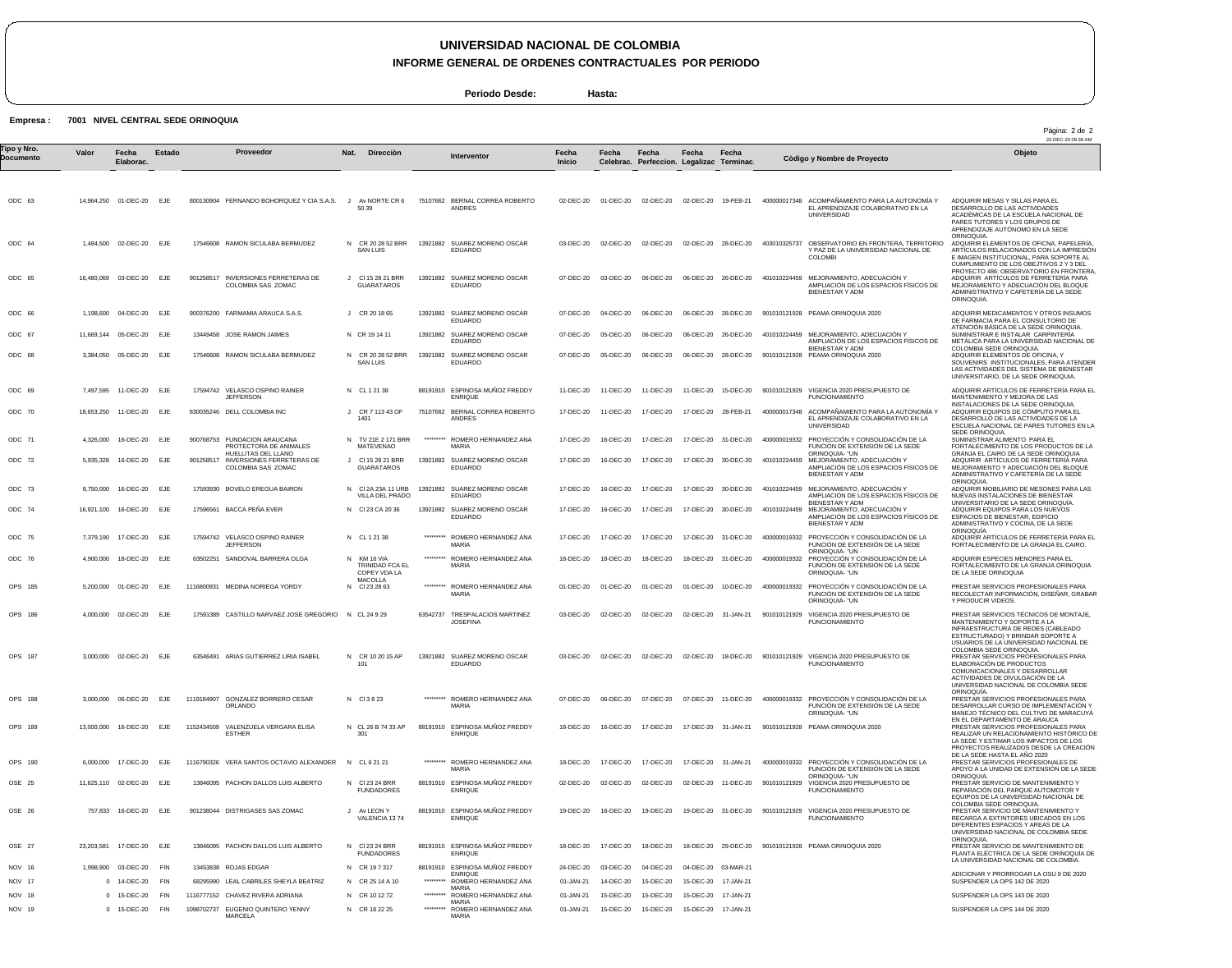# UNIVERSIDAD NACIONAL DE COLOMBIA

## INFORME GENERAL DE ORDENES CONTRACTUALES POR PERIODO

**Periodo Desde:** **Hasta:**

**Empresa :** **7001 NIVEL CENTRAL SEDE ORINOQUIA**

| Tipo y Nro. Documento | Valor | Fecha Elaborac. | Estado | Proveedor | | Nat. | Dirección | Interventor | | Fecha Inicio | Fecha Celebrac. | Fecha Perfeccion. | Fecha Legalizac | Fecha Terminac. | Còdigo y Nombre de Proyecto | | Objeto |
|---|---|---|---|---|---|---|---|---|---|---|---|---|---|---|---|---|---|
| ODC 63 | 14,964,250 | 01-DEC-20 | EJE | 800130904 | FERNANDO BOHORQUEZ Y CIA S.A.S. | J | Av NORTE CR 6 50 39 | 75107662 | BERNAL CORREA ROBERTO ANDRES | 02-DEC-20 | 01-DEC-20 | 02-DEC-20 | 02-DEC-20 | 19-FEB-21 | 400000017348 | ACOMPAÑAMIENTO PARA LA AUTONOMÍA Y EL APRENDIZAJE COLABORATIVO EN LA UNIVERSIDAD | ADQUIRIR MESAS Y SILLAS PARA EL DESARROLLO DE LAS ACTIVIDADES ACADÉMICAS DE LA ESCUELA NACIONAL DE PARES TUTORES Y LOS GRUPOS DE APRENDIZAJE AUTÓNOMO EN LA SEDE ORINOQUIA. |
| ODC 64 | 1,484,500 | 02-DEC-20 | EJE | 17546608 | RAMON SICULABA BERMUDEZ | N | CR 20 28 52 BRR SAN LUIS | 13921882 | SUAREZ MORENO OSCAR EDUARDO | 03-DEC-20 | 02-DEC-20 | 02-DEC-20 | 02-DEC-20 | 28-DEC-20 | 403010325737 | OBSERVATORIO EN FRONTERA, TERRITORIO Y PAZ DE LA UNIVERSIDAD NACIONAL DE COLOMBI | ADQUIRIR ELEMENTOS DE OFICNA, PAPELERÍA, ARTÍCULOS RELACIONADOS CON LA IMPRESIÓN E IMAGEN INSTITUCIONAL, PARA SOPORTE AL CUMPLIMIENTO DE LOS OBEJTIVOS 2 Y 3 DEL PROYECTO 486: OBSERVATORIO EN FRONTERA, |
| ODC 65 | 16,480,069 | 03-DEC-20 | EJE | 901258517 | INVERSIONES FERRETERAS DE COLOMBIA SAS ZOMAC | J | Cl 15 28 21 BRR GUARATAROS | 13921882 | SUAREZ MORENO OSCAR EDUARDO | 07-DEC-20 | 03-DEC-20 | 06-DEC-20 | 06-DEC-20 | 26-DEC-20 | 401010224459 | MEJORAMIENTO, ADECUACIÓN Y AMPLIACIÓN DE LOS ESPACIOS FÍSICOS DE BIENESTAR Y ADM | ADQUIRIR ARTÍCULOS DE FERRETERÍA PARA MEJORAMIENTO Y ADECUACIÓN DEL BLOQUE ADMINISTRATIVO Y CAFETERÍA DE LA SEDE ORINOQUIA. |
| ODC 66 | 1,198,600 | 04-DEC-20 | EJE | 900376200 | FARMAMIA ARAUCA S.A.S. | J | CR 20 18 65 | 13921882 | SUAREZ MORENO OSCAR EDUARDO | 07-DEC-20 | 04-DEC-20 | 06-DEC-20 | 06-DEC-20 | 28-DEC-20 | 901010121928 | PEAMA ORINOQUIA 2020 | ADQUIRIR MEDICAMENTOS Y OTROS INSUMOS DE FARMACIA PARA EL CONSULTORIO DE ATENCIÓN BÁSICA DE LA SEDE ORINOQUIA. |
| ODC 67 | 11,669,144 | 05-DEC-20 | EJE | 13449458 | JOSE RAMON JAIMES | N | CR 19 14 11 | 13921882 | SUAREZ MORENO OSCAR EDUARDO | 07-DEC-20 | 05-DEC-20 | 06-DEC-20 | 06-DEC-20 | 26-DEC-20 | 401010224459 | MEJORAMIENTO, ADECUACIÓN Y AMPLIACIÓN DE LOS ESPACIOS FÍSICOS DE BIENESTAR Y ADM | SUMINISTRAR E INSTALAR CARPINTERÍA METÁLICA PARA LA UNIVERSIDAD NACIONAL DE COLOMBIA SEDE ORINOQUIA. |
| ODC 68 | 3,384,050 | 05-DEC-20 | EJE | 17546608 | RAMON SICULABA BERMUDEZ | N | CR 20 28 52 BRR SAN LUIS | 13921882 | SUAREZ MORENO OSCAR EDUARDO | 07-DEC-20 | 05-DEC-20 | 06-DEC-20 | 06-DEC-20 | 28-DEC-20 | 901010121928 | PEAMA ORINOQUIA 2020 | ADQUIRIR ELEMENTOS DE OFICINA, Y SOUVENIRS INSTITUCIONALES, PARA ATENDER LAS ACTIVIDADES DEL SISTEMA DE BIENESTAR UNIVERSITARIO, DE LA SEDE ORINOQUIA. |
| ODC 69 | 7,497,595 | 11-DEC-20 | EJE | 17594742 | VELASCO OSPINO RAINER JEFFERSON | N | CL 1 21 38 | 88191910 | ESPINOSA MUÑOZ FREDDY ENRIQUE | 11-DEC-20 | 11-DEC-20 | 11-DEC-20 | 11-DEC-20 | 15-DEC-20 | 901010121929 | VIGENCIA 2020 PRESUPUESTO DE FUNCIONAMIENTO | ADQUIRIR ARTÍCULOS DE FERRETERÍA PARA EL MANTENIMIENTO Y MEJORA DE LAS INSTALACIONES DE LA SEDE ORINOQUIA. |
| ODC 70 | 18,653,250 | 11-DEC-20 | EJE | 830035246 | DELL COLOMBIA INC | J | CR 7 113 43 OF 1401 | 75107662 | BERNAL CORREA ROBERTO ANDRES | 17-DEC-20 | 11-DEC-20 | 17-DEC-20 | 17-DEC-20 | 28-FEB-21 | 400000017348 | ACOMPAÑAMIENTO PARA LA AUTONOMÍA Y EL APRENDIZAJE COLABORATIVO EN LA UNIVERSIDAD | ADQUIRIR EQUIPOS DE CÓMPUTO PARA EL DESARROLLO DE LAS ACTIVIDADES DE LA ESCUELA NACIONAL DE PARES TUTORES EN LA SEDE ORINOQUIA. |
| ODC 71 | 4,326,000 | 16-DEC-20 | EJE | 900768753 | FUNDACION ARAUCANA PROTECTORA DE ANIMALES HUELLITAS DEL LLANO | N | TV 21E 2 171 BRR MATEVENAO | ********* | ROMERO HERNANDEZ ANA MARIA | 17-DEC-20 | 16-DEC-20 | 17-DEC-20 | 17-DEC-20 | 31-DEC-20 | 400000019332 | PROYECCIÓN Y CONSOLIDACIÓN DE LA FUNCIÓN DE EXTENSIÓN DE LA SEDE ORINOQUIA- "UN | SUMINISTRAR ALIMENTO PARA EL FORTALECIMIENTO DE LOS PRODUCTOS DE LA GRANJA EL CAIRO DE LA SEDE ORINOQUIA |
| ODC 72 | 5,935,328 | 16-DEC-20 | EJE | 901258517 | INVERSIONES FERRETERAS DE COLOMBIA SAS ZOMAC | J | Cl 15 28 21 BRR GUARATAROS | 13921882 | SUAREZ MORENO OSCAR EDUARDO | 17-DEC-20 | 16-DEC-20 | 17-DEC-20 | 17-DEC-20 | 30-DEC-20 | 401010224459 | MEJORAMIENTO, ADECUACIÓN Y AMPLIACIÓN DE LOS ESPACIOS FÍSICOS DE BIENESTAR Y ADM | ADQUIRIR ARTÍCULOS DE FERRETERÍA PARA MEJORAMIENTO Y ADECUACIÓN DEL BLOQUE ADMINISTRATIVO Y CAFETERÍA DE LA SEDE ORINOQUIA. |
| ODC 73 | 8,750,000 | 16-DEC-20 | EJE | 17593930 | BOVELO EREGUA BAIRON | N | Cl 2A 23A 11 URB VILLA DEL PRADO | 13921882 | SUAREZ MORENO OSCAR EDUARDO | 17-DEC-20 | 16-DEC-20 | 17-DEC-20 | 17-DEC-20 | 30-DEC-20 | 401010224459 | MEJORAMIENTO, ADECUACIÓN Y AMPLIACIÓN DE LOS ESPACIOS FÍSICOS DE BIENESTAR Y ADM | ADQUIRIR MOBILIARIO DE MESONES PARA LAS NUEVAS INSTALACIONES DE BIENESTAR UNIVERSITARIO DE LA SEDE ORINOQUÍA. |
| ODC 74 | 16,921,100 | 16-DEC-20 | EJE | 17596561 | BACCA PEÑA EVER | N | Cl 23 CA 20 36 | 13921882 | SUAREZ MORENO OSCAR EDUARDO | 17-DEC-20 | 16-DEC-20 | 17-DEC-20 | 17-DEC-20 | 30-DEC-20 | 401010224459 | MEJORAMIENTO, ADECUACIÓN Y AMPLIACIÓN DE LOS ESPACIOS FÍSICOS DE BIENESTAR Y ADM | ADQUIRIR EQUIPOS PARA LOS NUEVOS ESPACIOS DE BIENESTAR, EDIFICIO ADMINISTRATIVO Y COCINA, DE LA SEDE ORINOQUÍA |
| ODC 75 | 7,379,190 | 17-DEC-20 | EJE | 17594742 | VELASCO OSPINO RAINER JEFFERSON | N | CL 1 21 38 | ********* | ROMERO HERNANDEZ ANA MARIA | 17-DEC-20 | 17-DEC-20 | 17-DEC-20 | 17-DEC-20 | 31-DEC-20 | 400000019332 | PROYECCIÓN Y CONSOLIDACIÓN DE LA FUNCIÓN DE EXTENSIÓN DE LA SEDE ORINOQUIA- "UN | ADQUIRIR ARTÍCULOS DE FERRETERÍA PARA EL FORTALECIMIENTO DE LA GRANJA EL CAIRO. |
| ODC 76 | 4,900,000 | 18-DEC-20 | EJE | 63502251 | SANDOVAL BARRERA OLGA | N | KM 16 VIA TRINIDAD FCA EL COPEY VDA LA MACOLLA | ********* | ROMERO HERNANDEZ ANA MARIA | 18-DEC-20 | 18-DEC-20 | 18-DEC-20 | 18-DEC-20 | 31-DEC-20 | 400000019332 | PROYECCIÓN Y CONSOLIDACIÓN DE LA FUNCIÓN DE EXTENSIÓN DE LA SEDE ORINOQUIA- "UN | ADQUIRIR ESPECIES MENORES PARA EL FORTALECIMIENTO DE LA GRANJA ORINOQUIA DE LA SEDE ORINOQUIA |
| OPS 185 | 5,200,000 | 01-DEC-20 | EJE | 1116800931 | MEDINA NORIEGA YORDY | N | Cl 23 28 63 | ********* | ROMERO HERNANDEZ ANA MARIA | 01-DEC-20 | 01-DEC-20 | 01-DEC-20 | 01-DEC-20 | 10-DEC-20 | 400000019332 | PROYECCIÓN Y CONSOLIDACIÓN DE LA FUNCIÓN DE EXTENSIÓN DE LA SEDE ORINOQUIA- "UN | PRESTAR SERVICIOS PROFESIONALES PARA RECOLECTAR INFORMACIÓN, DISEÑAR, GRABAR Y PRODUCIR VIDEOS. |
| OPS 186 | 4,000,000 | 02-DEC-20 | EJE | 17591389 | CASTILLO NARVAEZ JOSE GREGORIO | N | CL 24 9 29 | 63542737 | TRESPALACIOS MARTINEZ JOSEFINA | 03-DEC-20 | 02-DEC-20 | 02-DEC-20 | 02-DEC-20 | 31-JAN-21 | 901010121929 | VIGENCIA 2020 PRESUPUESTO DE FUNCIONAMIENTO | PRESTAR SERVICIOS TÉCNICOS DE MONTAJE, MANTENIMIENTO Y SOPORTE A LA INFRAESTRUCTURA DE REDES (CABLEADO ESTRUCTURADO) Y BRINDAR SOPORTE A USUARIOS DE LA UNIVERSIDAD NACIONAL DE COLOMBIA SEDE ORINOQUIA. |
| OPS 187 | 3,000,000 | 02-DEC-20 | EJE | 63546491 | ARIAS GUTIERREZ LIRIA ISABEL | N | CR 10 20 15 AP 101 | 13921882 | SUAREZ MORENO OSCAR EDUARDO | 03-DEC-20 | 02-DEC-20 | 02-DEC-20 | 02-DEC-20 | 18-DEC-20 | 901010121929 | VIGENCIA 2020 PRESUPUESTO DE FUNCIONAMIENTO | PRESTAR SERVICIOS PROFESIONALES PARA ELABORACIÓN DE PRODUCTOS COMUNICACIONALES Y DESARROLLAR ACTIVIDADES DE DIVULGACIÓN DE LA UNIVERSIDAD NACIONAL DE COLOMBIA SEDE ORINOQUÍA. |
| OPS 188 | 3,000,000 | 06-DEC-20 | EJE | 1119184907 | GONZALEZ BORRERO CESAR ORLANDO | N | Cl 3 8 23 | ********* | ROMERO HERNANDEZ ANA MARIA | 07-DEC-20 | 06-DEC-20 | 07-DEC-20 | 07-DEC-20 | 11-DEC-20 | 400000019332 | PROYECCIÓN Y CONSOLIDACIÓN DE LA FUNCIÓN DE EXTENSIÓN DE LA SEDE ORINOQUIA- "UN | PRESTAR SERVICIOS PROFESIONALES PARA DESARROLLAR CURSO DE IMPLEMENTACIÓN Y MANEJO TÉCNICO DEL CULTIVO DE MARACUYÁ EN EL DEPARTAMENTO DE ARAUCA |
| OPS 189 | 13,000,000 | 16-DEC-20 | EJE | 1152434509 | VALENZUELA VERGARA ELISA ESTHER | N | CL 26 B 74 33 AP 301 | 88191910 | ESPINOSA MUÑOZ FREDDY ENRIQUE | 18-DEC-20 | 16-DEC-20 | 17-DEC-20 | 17-DEC-20 | 31-JAN-21 | 901010121928 | PEAMA ORINOQUIA 2020 | PRESTAR SERVICIOS PROFESIONALES PARA REALIZAR UN RELACIONAMIENTO HISTÓRICO DE LA SEDE Y ESTIMAR LOS IMPACTOS DE LOS PROYECTOS REALIZADOS DESDE LA CREACIÓN DE LA SEDE HASTA EL AÑO 2020 |
| OPS 190 | 6,000,000 | 17-DEC-20 | EJE | 1116790326 | VERA SANTOS OCTAVIO ALEXANDER | N | CL 6 21 21 | ********* | ROMERO HERNANDEZ ANA MARIA | 18-DEC-20 | 17-DEC-20 | 17-DEC-20 | 17-DEC-20 | 31-JAN-21 | 400000019332 | PROYECCIÓN Y CONSOLIDACIÓN DE LA FUNCIÓN DE EXTENSIÓN DE LA SEDE ORINOQUIA- "UN | PRESTAR SERVICIOS PROFESIONALES DE APOYO A LA UNIDAD DE EXTENSIÓN DE LA SEDE ORINOQUIA. |
| OSE 25 | 11,625,110 | 02-DEC-20 | EJE | 13846095 | PACHON DALLOS LUIS ALBERTO | N | Cl 23 24 BRR FUNDADORES | 88191910 | ESPINOSA MUÑOZ FREDDY ENRIQUE | 02-DEC-20 | 02-DEC-20 | 02-DEC-20 | 02-DEC-20 | 11-DEC-20 | 901010121929 | VIGENCIA 2020 PRESUPUESTO DE FUNCIONAMIENTO | PRESTAR SERVICIO DE MANTENIMIENTO Y REPARACIÓN DEL PARQUE AUTOMOTOR Y EQUIPOS DE LA UNIVERSIDAD NACIONAL DE COLOMBIA SEDE ORINOQUIA. |
| OSE 26 | 757,833 | 16-DEC-20 | EJE | 901238044 | DISTRIGASES SAS ZOMAC | J | Av LEON Y VALENCIA 13 74 | 88191910 | ESPINOSA MUÑOZ FREDDY ENRIQUE | 19-DEC-20 | 16-DEC-20 | 19-DEC-20 | 19-DEC-20 | 31-DEC-20 | 901010121929 | VIGENCIA 2020 PRESUPUESTO DE FUNCIONAMIENTO | PRESTAR SERVICIO DE MANTENIMIENTO Y RECARGA A EXTINTORES UBICADOS EN LOS DIFERENTES ESPACIOS Y AREAS DE LA UNIVERSIDAD NACIONAL DE COLOMBIA SEDE ORINOQUIA. |
| OSE 27 | 23,203,581 | 17-DEC-20 | EJE | 13846095 | PACHON DALLOS LUIS ALBERTO | N | Cl 23 24 BRR FUNDADORES | 88191910 | ESPINOSA MUÑOZ FREDDY ENRIQUE | 18-DEC-20 | 17-DEC-20 | 18-DEC-20 | 18-DEC-20 | 29-DEC-20 | 901010121928 | PEAMA ORINOQUIA 2020 | PRESTAR SERVICIO DE MANTENIMIENTO DE PLANTA ELÉCTRICA DE LA SEDE ORINOQUÍA DE LA UNIVERSIDAD NACIONAL DE COLOMBIA. |
| NOV 16 | 1,998,900 | 03-DEC-20 | FIN | 13453838 | ROJAS EDGAR | N | CR 19 7 317 | 88191910 | ESPINOSA MUÑOZ FREDDY ENRIQUE | 24-DEC-20 | 03-DEC-20 | 04-DEC-20 | 04-DEC-20 | 03-MAR-21 | | | ADICIONAR Y PRORROGAR LA OSU 9 DE 2020 |
| NOV 17 | 0 | 14-DEC-20 | FIN | 68295990 | LEAL CABRILES SHEYLA BEATRIZ | N | CR 25 14 A 10 | ********* | ROMERO HERNANDEZ ANA MARIA | 01-JAN-21 | 14-DEC-20 | 15-DEC-20 | 15-DEC-20 | 17-JAN-21 | | | SUSPENDER LA OPS 142 DE 2020 |
| NOV 18 | 0 | 15-DEC-20 | FIN | 1116777152 | CHAVEZ RIVERA ADRIANA | N | CR 10 12 72 | ********* | ROMERO HERNANDEZ ANA MARIA | 01-JAN-21 | 15-DEC-20 | 15-DEC-20 | 15-DEC-20 | 17-JAN-21 | | | SUSPENDER LA OPS 143 DE 2020 |
| NOV 19 | 0 | 15-DEC-20 | FIN | 1098702737 | EUGENIO QUINTERO YENNY MARCELA | N | CR 18 22 25 | ********* | ROMERO HERNANDEZ ANA MARIA | 01-JAN-21 | 15-DEC-20 | 15-DEC-20 | 15-DEC-20 | 17-JAN-21 | | | SUSPENDER LA OPS 144 DE 2020 |